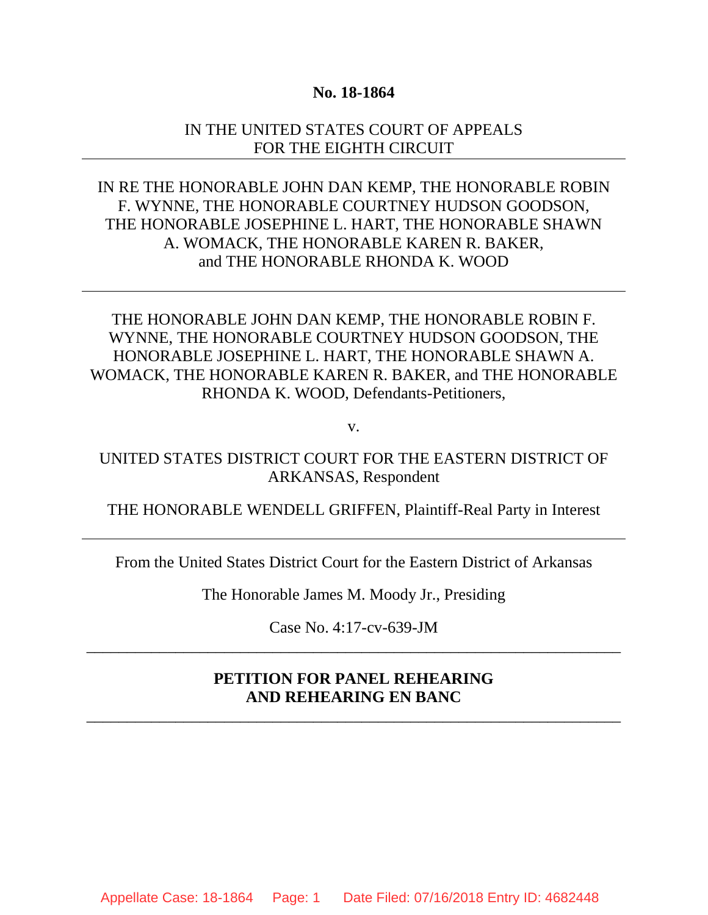**No. 18-1864**

IN THE UNITED STATES COURT OF APPEALS
FOR THE EIGHTH CIRCUIT

---

IN RE THE HONORABLE JOHN DAN KEMP, THE HONORABLE ROBIN F. WYNNE, THE HONORABLE COURTNEY HUDSON GOODSON, THE HONORABLE JOSEPHINE L. HART, THE HONORABLE SHAWN A. WOMACK, THE HONORABLE KAREN R. BAKER, and THE HONORABLE RHONDA K. WOOD

---

THE HONORABLE JOHN DAN KEMP, THE HONORABLE ROBIN F. WYNNE, THE HONORABLE COURTNEY HUDSON GOODSON, THE HONORABLE JOSEPHINE L. HART, THE HONORABLE SHAWN A. WOMACK, THE HONORABLE KAREN R. BAKER, and THE HONORABLE RHONDA K. WOOD, Defendants-Petitioners,

v.

UNITED STATES DISTRICT COURT FOR THE EASTERN DISTRICT OF ARKANSAS, Respondent

THE HONORABLE WENDELL GRIFFEN, Plaintiff-Real Party in Interest

---

From the United States District Court for the Eastern District of Arkansas

The Honorable James M. Moody Jr., Presiding

Case No. 4:17-cv-639-JM

---

**PETITION FOR PANEL REHEARING
AND REHEARING EN BANC**

---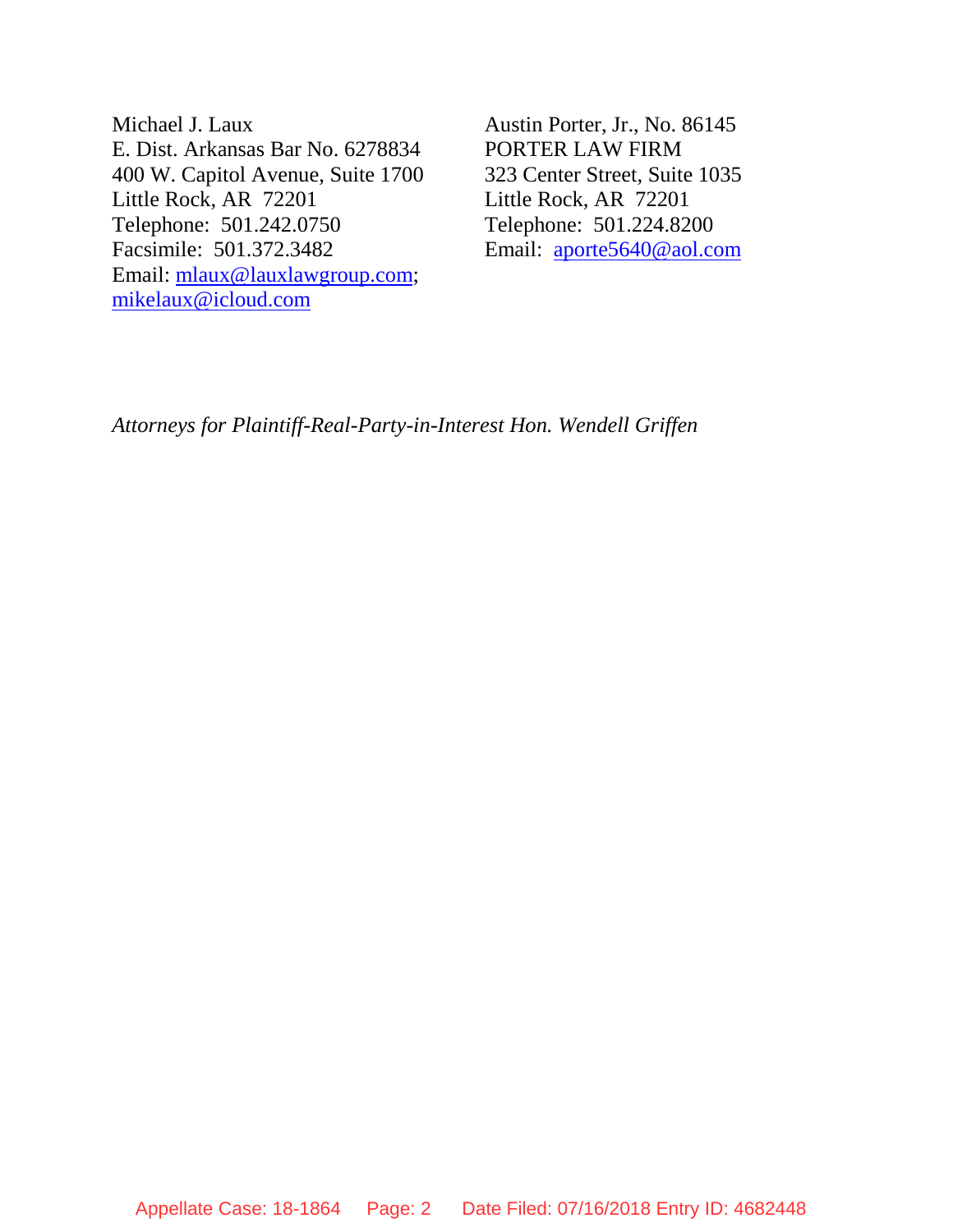Michael J. Laux
E. Dist. Arkansas Bar No. 6278834
400 W. Capitol Avenue, Suite 1700
Little Rock, AR 72201
Telephone: 501.242.0750
Facsimile: 501.372.3482
Email: mlaux@lauxlawgroup.com; mikelaux@icloud.com

Austin Porter, Jr., No. 86145
PORTER LAW FIRM
323 Center Street, Suite 1035
Little Rock, AR 72201
Telephone: 501.224.8200
Email: aporte5640@aol.com

*Attorneys for Plaintiff-Real-Party-in-Interest Hon. Wendell Griffen*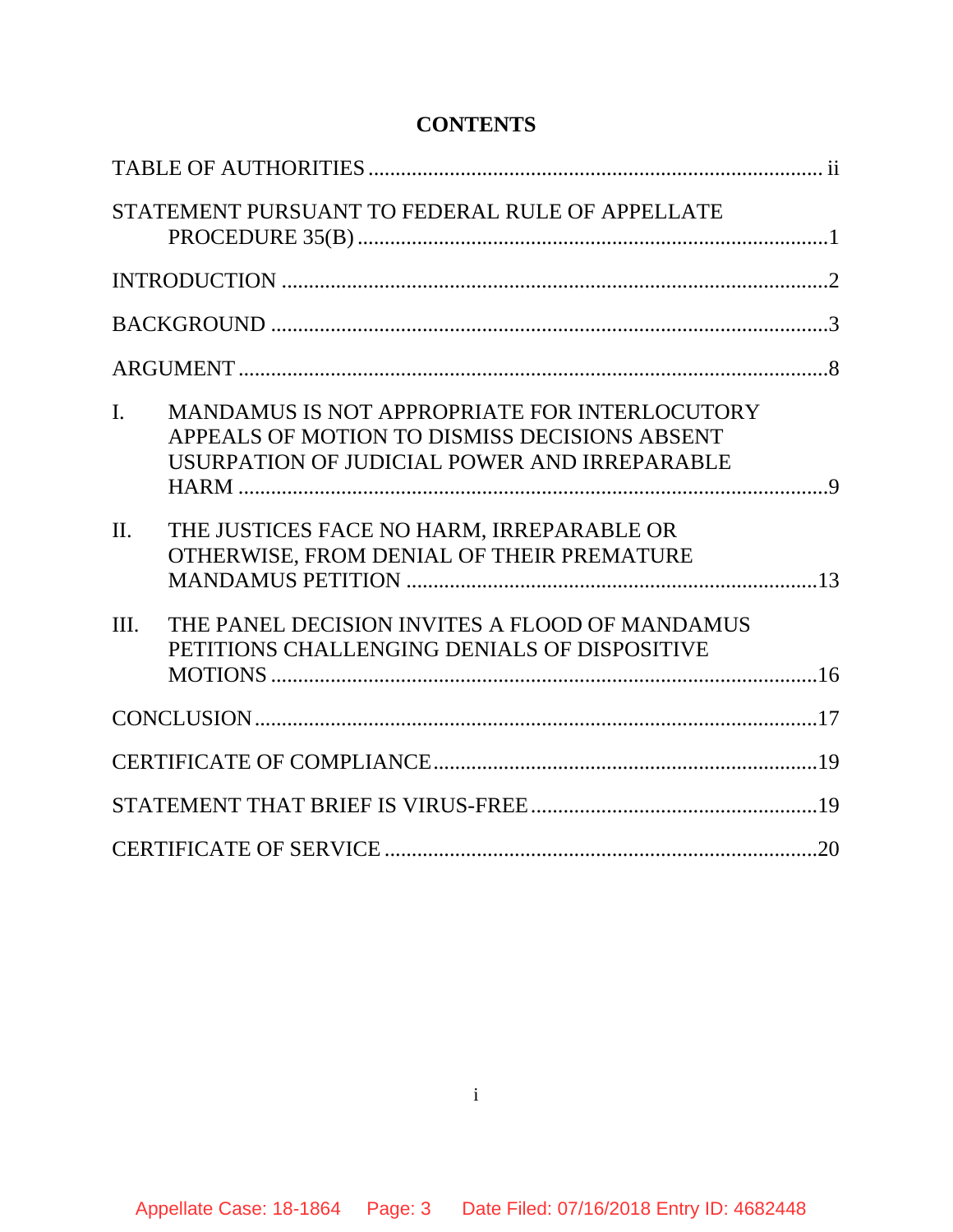# CONTENTS

TABLE OF AUTHORITIES .................................................................................... ii

STATEMENT PURSUANT TO FEDERAL RULE OF APPELLATE PROCEDURE 35(B) ........................................................................................1

INTRODUCTION .....................................................................................................2

BACKGROUND .......................................................................................................3

ARGUMENT .............................................................................................................8

I. MANDAMUS IS NOT APPROPRIATE FOR INTERLOCUTORY APPEALS OF MOTION TO DISMISS DECISIONS ABSENT USURPATION OF JUDICIAL POWER AND IRREPARABLE HARM ..............................................................................................................9

II. THE JUSTICES FACE NO HARM, IRREPARABLE OR OTHERWISE, FROM DENIAL OF THEIR PREMATURE MANDAMUS PETITION ............................................................................13

III. THE PANEL DECISION INVITES A FLOOD OF MANDAMUS PETITIONS CHALLENGING DENIALS OF DISPOSITIVE MOTIONS .....................................................................................................16

CONCLUSION ........................................................................................................17

CERTIFICATE OF COMPLIANCE .......................................................................19

STATEMENT THAT BRIEF IS VIRUS-FREE .....................................................19

CERTIFICATE OF SERVICE ................................................................................20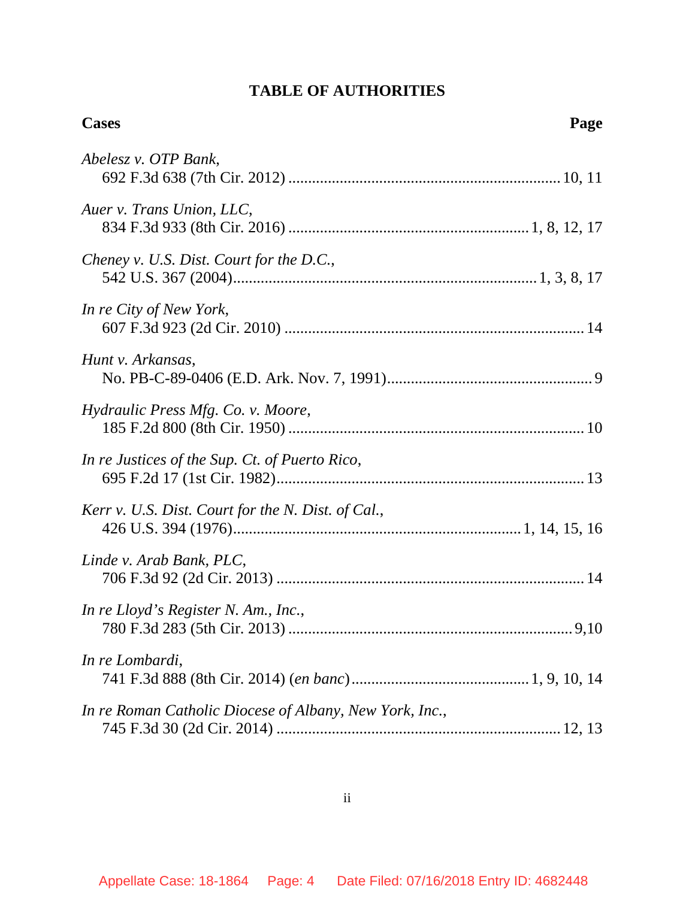## TABLE OF AUTHORITIES

**Cases** **Page**

*Abelesz v. OTP Bank*,
692 F.3d 638 (7th Cir. 2012) .................................................................... 10, 11

*Auer v. Trans Union, LLC*,
834 F.3d 933 (8th Cir. 2016) ........................................................... 1, 8, 12, 17

*Cheney v. U.S. Dist. Court for the D.C.*,
542 U.S. 367 (2004)........................................................................... 1, 3, 8, 17

*In re City of New York*,
607 F.3d 923 (2d Cir. 2010) ........................................................................... 14

*Hunt v. Arkansas*,
No. PB-C-89-0406 (E.D. Ark. Nov. 7, 1991)................................................... 9

*Hydraulic Press Mfg. Co. v. Moore*,
185 F.2d 800 (8th Cir. 1950) .......................................................................... 10

*In re Justices of the Sup. Ct. of Puerto Rico*,
695 F.2d 17 (1st Cir. 1982)............................................................................. 13

*Kerr v. U.S. Dist. Court for the N. Dist. of Cal.*,
426 U.S. 394 (1976)....................................................................... 1, 14, 15, 16

*Linde v. Arab Bank, PLC*,
706 F.3d 92 (2d Cir. 2013) ............................................................................. 14

*In re Lloyd's Register N. Am., Inc.*,
780 F.3d 283 (5th Cir. 2013) ....................................................................... 9,10

*In re Lombardi*,
741 F.3d 888 (8th Cir. 2014) (*en banc*)............................................ 1, 9, 10, 14

*In re Roman Catholic Diocese of Albany, New York, Inc.*,
745 F.3d 30 (2d Cir. 2014) ....................................................................... 12, 13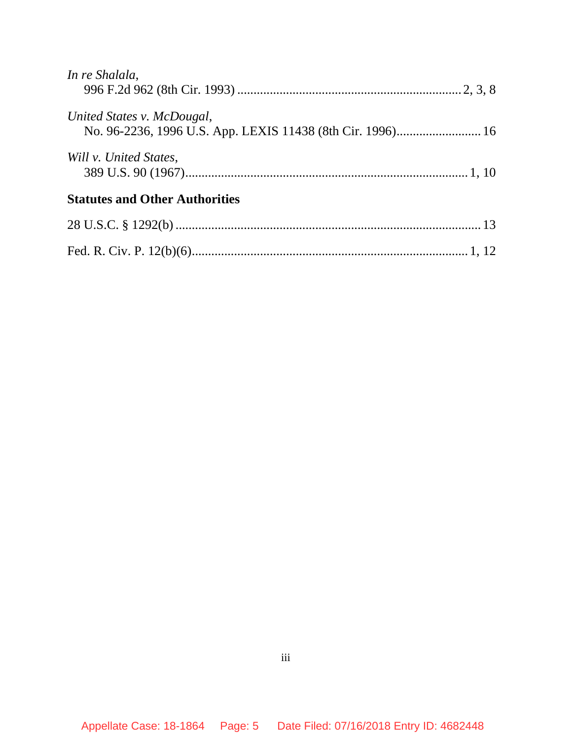*In re Shalala*,
996 F.2d 962 (8th Cir. 1993) .................................................................... 2, 3, 8

*United States v. McDougal*,
No. 96-2236, 1996 U.S. App. LEXIS 11438 (8th Cir. 1996).......................... 16

*Will v. United States*,
389 U.S. 90 (1967)...................................................................................... 1, 10

**Statutes and Other Authorities**

28 U.S.C. § 1292(b) ............................................................................................ 13

Fed. R. Civ. P. 12(b)(6).................................................................................... 1, 12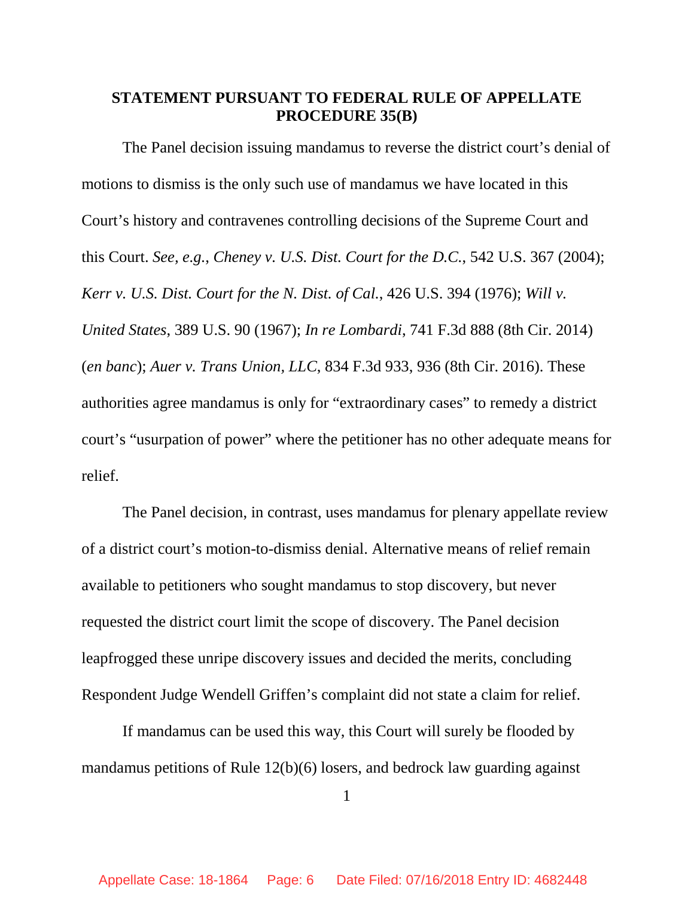**STATEMENT PURSUANT TO FEDERAL RULE OF APPELLATE PROCEDURE 35(B)**

The Panel decision issuing mandamus to reverse the district court's denial of motions to dismiss is the only such use of mandamus we have located in this Court's history and contravenes controlling decisions of the Supreme Court and this Court. *See, e.g.*, *Cheney v. U.S. Dist. Court for the D.C.*, 542 U.S. 367 (2004); *Kerr v. U.S. Dist. Court for the N. Dist. of Cal.*, 426 U.S. 394 (1976); *Will v. United States*, 389 U.S. 90 (1967); *In re Lombardi*, 741 F.3d 888 (8th Cir. 2014) (*en banc*); *Auer v. Trans Union, LLC*, 834 F.3d 933, 936 (8th Cir. 2016). These authorities agree mandamus is only for "extraordinary cases" to remedy a district court's "usurpation of power" where the petitioner has no other adequate means for relief.

The Panel decision, in contrast, uses mandamus for plenary appellate review of a district court's motion-to-dismiss denial. Alternative means of relief remain available to petitioners who sought mandamus to stop discovery, but never requested the district court limit the scope of discovery. The Panel decision leapfrogged these unripe discovery issues and decided the merits, concluding Respondent Judge Wendell Griffen's complaint did not state a claim for relief.

If mandamus can be used this way, this Court will surely be flooded by mandamus petitions of Rule 12(b)(6) losers, and bedrock law guarding against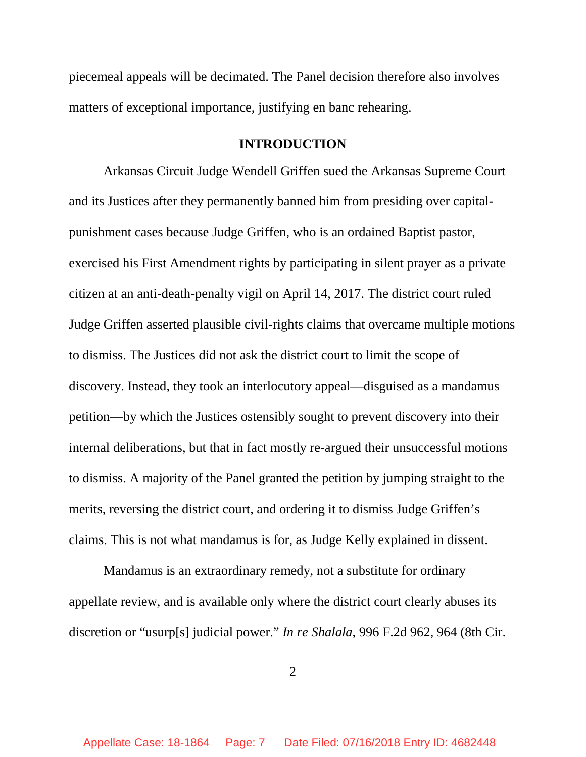piecemeal appeals will be decimated. The Panel decision therefore also involves matters of exceptional importance, justifying en banc rehearing.

## INTRODUCTION

Arkansas Circuit Judge Wendell Griffen sued the Arkansas Supreme Court and its Justices after they permanently banned him from presiding over capital-punishment cases because Judge Griffen, who is an ordained Baptist pastor, exercised his First Amendment rights by participating in silent prayer as a private citizen at an anti-death-penalty vigil on April 14, 2017. The district court ruled Judge Griffen asserted plausible civil-rights claims that overcame multiple motions to dismiss. The Justices did not ask the district court to limit the scope of discovery. Instead, they took an interlocutory appeal—disguised as a mandamus petition—by which the Justices ostensibly sought to prevent discovery into their internal deliberations, but that in fact mostly re-argued their unsuccessful motions to dismiss. A majority of the Panel granted the petition by jumping straight to the merits, reversing the district court, and ordering it to dismiss Judge Griffen's claims. This is not what mandamus is for, as Judge Kelly explained in dissent.

Mandamus is an extraordinary remedy, not a substitute for ordinary appellate review, and is available only where the district court clearly abuses its discretion or "usurp[s] judicial power." *In re Shalala*, 996 F.2d 962, 964 (8th Cir.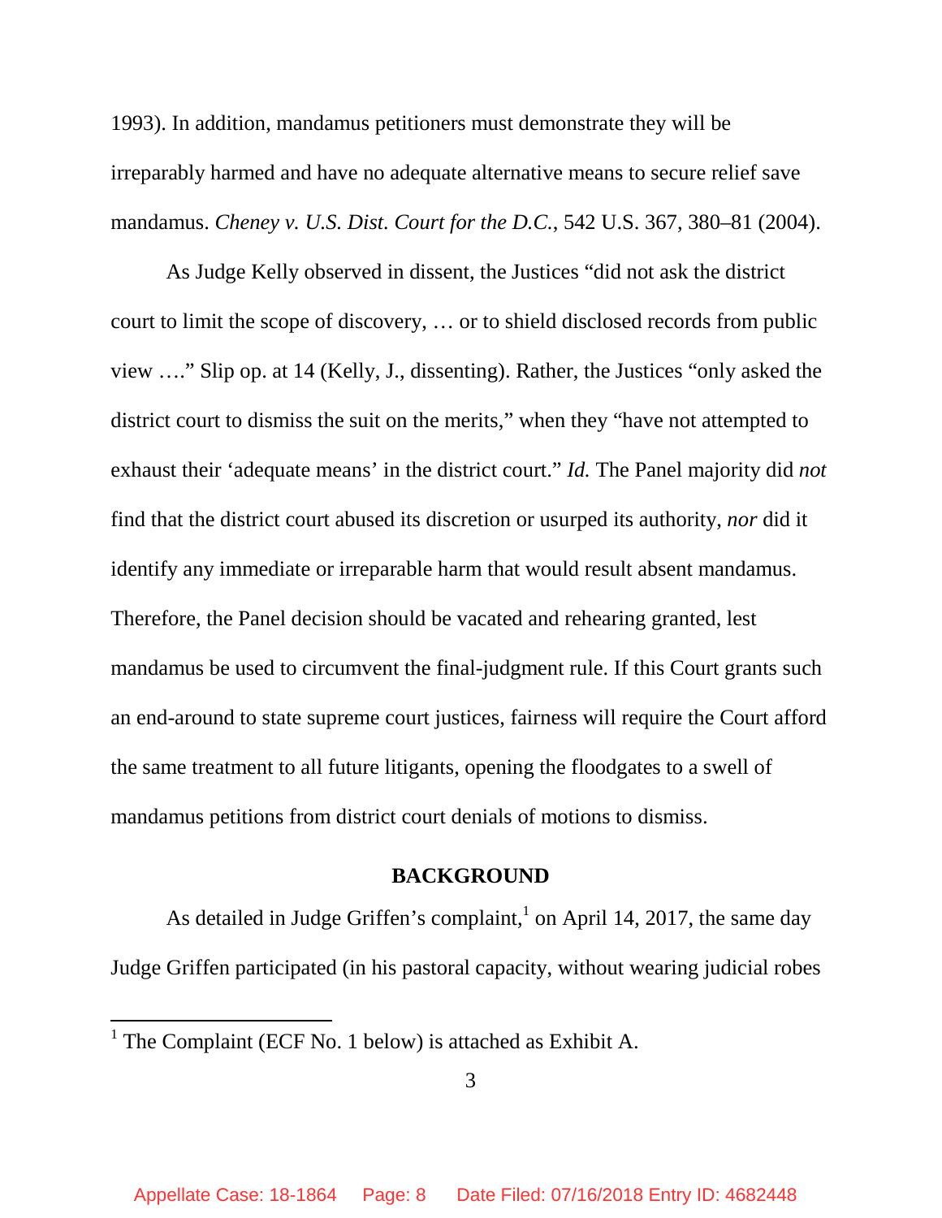1993). In addition, mandamus petitioners must demonstrate they will be irreparably harmed and have no adequate alternative means to secure relief save mandamus. *Cheney v. U.S. Dist. Court for the D.C.*, 542 U.S. 367, 380–81 (2004).

As Judge Kelly observed in dissent, the Justices "did not ask the district court to limit the scope of discovery, … or to shield disclosed records from public view …." Slip op. at 14 (Kelly, J., dissenting). Rather, the Justices "only asked the district court to dismiss the suit on the merits," when they "have not attempted to exhaust their 'adequate means' in the district court." *Id.* The Panel majority did *not* find that the district court abused its discretion or usurped its authority, *nor* did it identify any immediate or irreparable harm that would result absent mandamus. Therefore, the Panel decision should be vacated and rehearing granted, lest mandamus be used to circumvent the final-judgment rule. If this Court grants such an end-around to state supreme court justices, fairness will require the Court afford the same treatment to all future litigants, opening the floodgates to a swell of mandamus petitions from district court denials of motions to dismiss.

## BACKGROUND

As detailed in Judge Griffen's complaint,[1] on April 14, 2017, the same day Judge Griffen participated (in his pastoral capacity, without wearing judicial robes

[1] The Complaint (ECF No. 1 below) is attached as Exhibit A.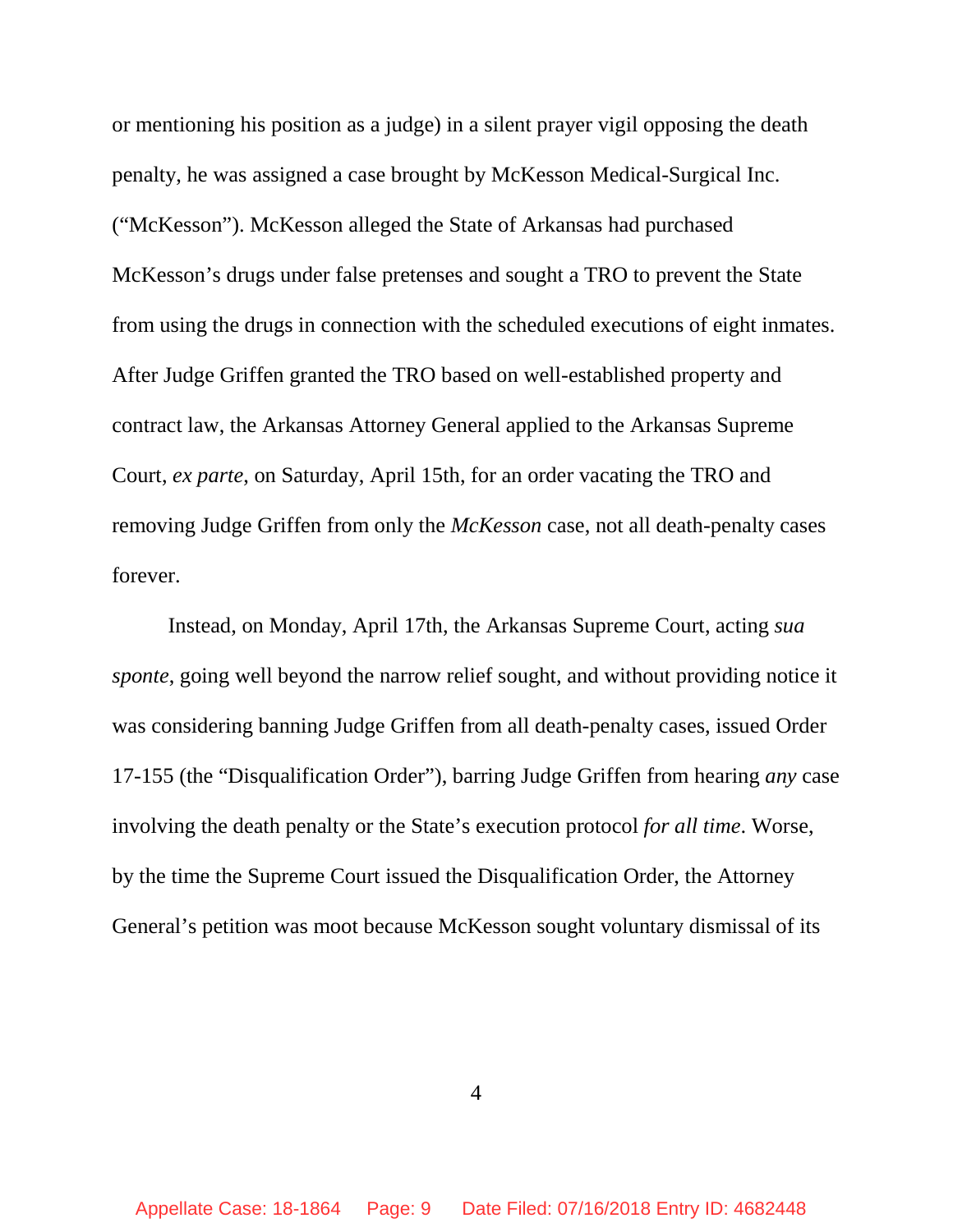or mentioning his position as a judge) in a silent prayer vigil opposing the death penalty, he was assigned a case brought by McKesson Medical-Surgical Inc. ("McKesson"). McKesson alleged the State of Arkansas had purchased McKesson's drugs under false pretenses and sought a TRO to prevent the State from using the drugs in connection with the scheduled executions of eight inmates. After Judge Griffen granted the TRO based on well-established property and contract law, the Arkansas Attorney General applied to the Arkansas Supreme Court, *ex parte*, on Saturday, April 15th, for an order vacating the TRO and removing Judge Griffen from only the *McKesson* case, not all death-penalty cases forever.

Instead, on Monday, April 17th, the Arkansas Supreme Court, acting *sua sponte*, going well beyond the narrow relief sought, and without providing notice it was considering banning Judge Griffen from all death-penalty cases, issued Order 17-155 (the "Disqualification Order"), barring Judge Griffen from hearing *any* case involving the death penalty or the State's execution protocol *for all time*. Worse, by the time the Supreme Court issued the Disqualification Order, the Attorney General's petition was moot because McKesson sought voluntary dismissal of its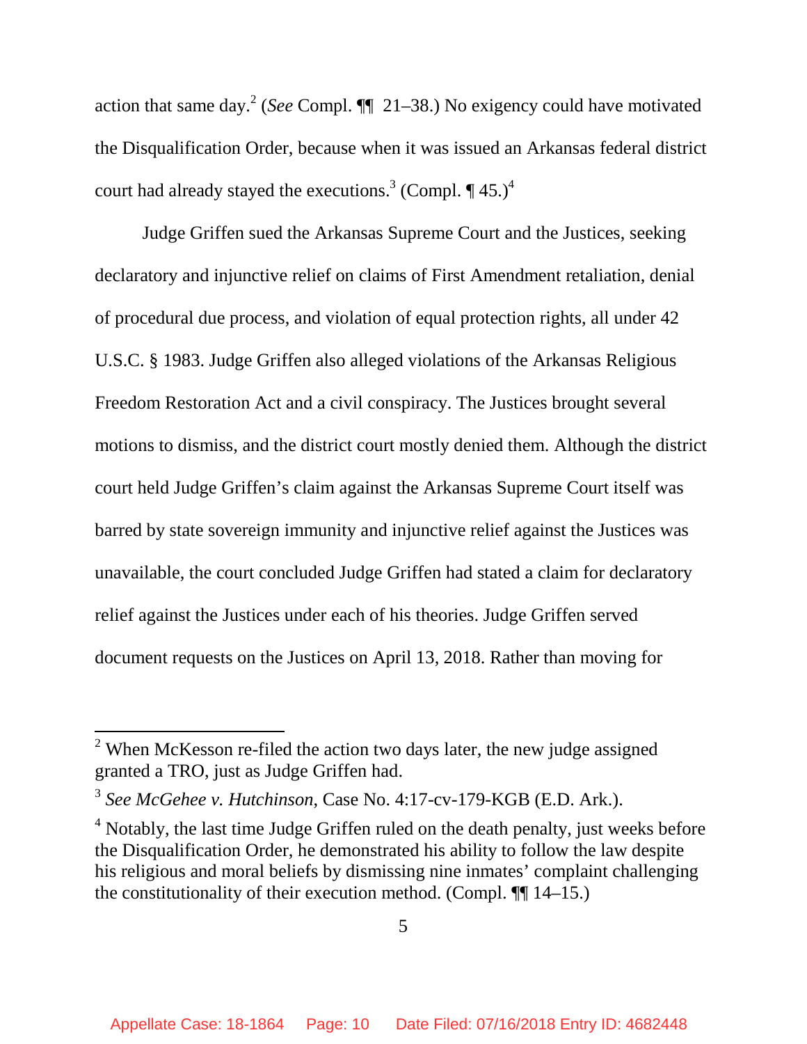action that same day.[2] (*See* Compl. ¶¶ 21–38.) No exigency could have motivated the Disqualification Order, because when it was issued an Arkansas federal district court had already stayed the executions.[3] (Compl. ¶ 45.)[4]

Judge Griffen sued the Arkansas Supreme Court and the Justices, seeking declaratory and injunctive relief on claims of First Amendment retaliation, denial of procedural due process, and violation of equal protection rights, all under 42 U.S.C. § 1983. Judge Griffen also alleged violations of the Arkansas Religious Freedom Restoration Act and a civil conspiracy. The Justices brought several motions to dismiss, and the district court mostly denied them. Although the district court held Judge Griffen's claim against the Arkansas Supreme Court itself was barred by state sovereign immunity and injunctive relief against the Justices was unavailable, the court concluded Judge Griffen had stated a claim for declaratory relief against the Justices under each of his theories. Judge Griffen served document requests on the Justices on April 13, 2018. Rather than moving for

---

[2] When McKesson re-filed the action two days later, the new judge assigned granted a TRO, just as Judge Griffen had.

[3] *See McGehee v. Hutchinson*, Case No. 4:17-cv-179-KGB (E.D. Ark.).

[4] Notably, the last time Judge Griffen ruled on the death penalty, just weeks before the Disqualification Order, he demonstrated his ability to follow the law despite his religious and moral beliefs by dismissing nine inmates' complaint challenging the constitutionality of their execution method. (Compl. ¶¶ 14–15.)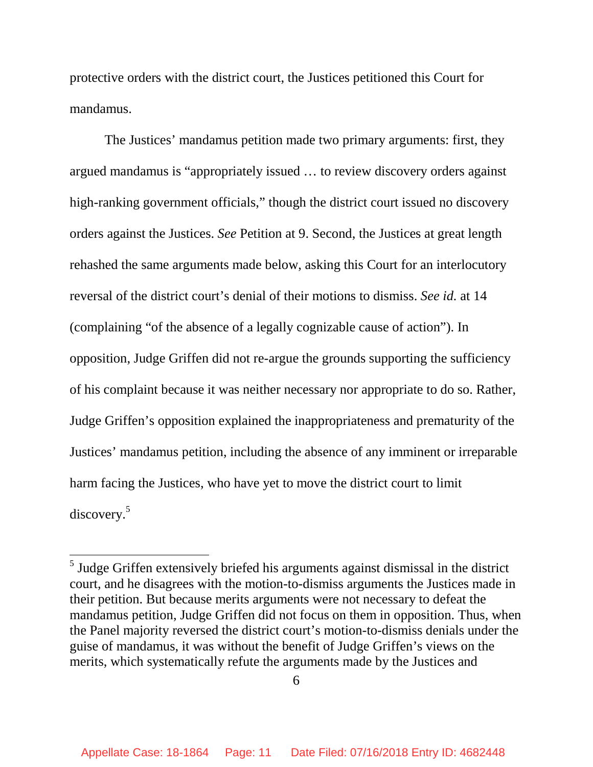protective orders with the district court, the Justices petitioned this Court for mandamus.

The Justices' mandamus petition made two primary arguments: first, they argued mandamus is "appropriately issued … to review discovery orders against high-ranking government officials," though the district court issued no discovery orders against the Justices. *See* Petition at 9. Second, the Justices at great length rehashed the same arguments made below, asking this Court for an interlocutory reversal of the district court's denial of their motions to dismiss. *See id.* at 14 (complaining "of the absence of a legally cognizable cause of action"). In opposition, Judge Griffen did not re-argue the grounds supporting the sufficiency of his complaint because it was neither necessary nor appropriate to do so. Rather, Judge Griffen's opposition explained the inappropriateness and prematurity of the Justices' mandamus petition, including the absence of any imminent or irreparable harm facing the Justices, who have yet to move the district court to limit discovery.[5]

---

[5] Judge Griffen extensively briefed his arguments against dismissal in the district court, and he disagrees with the motion-to-dismiss arguments the Justices made in their petition. But because merits arguments were not necessary to defeat the mandamus petition, Judge Griffen did not focus on them in opposition. Thus, when the Panel majority reversed the district court's motion-to-dismiss denials under the guise of mandamus, it was without the benefit of Judge Griffen's views on the merits, which systematically refute the arguments made by the Justices and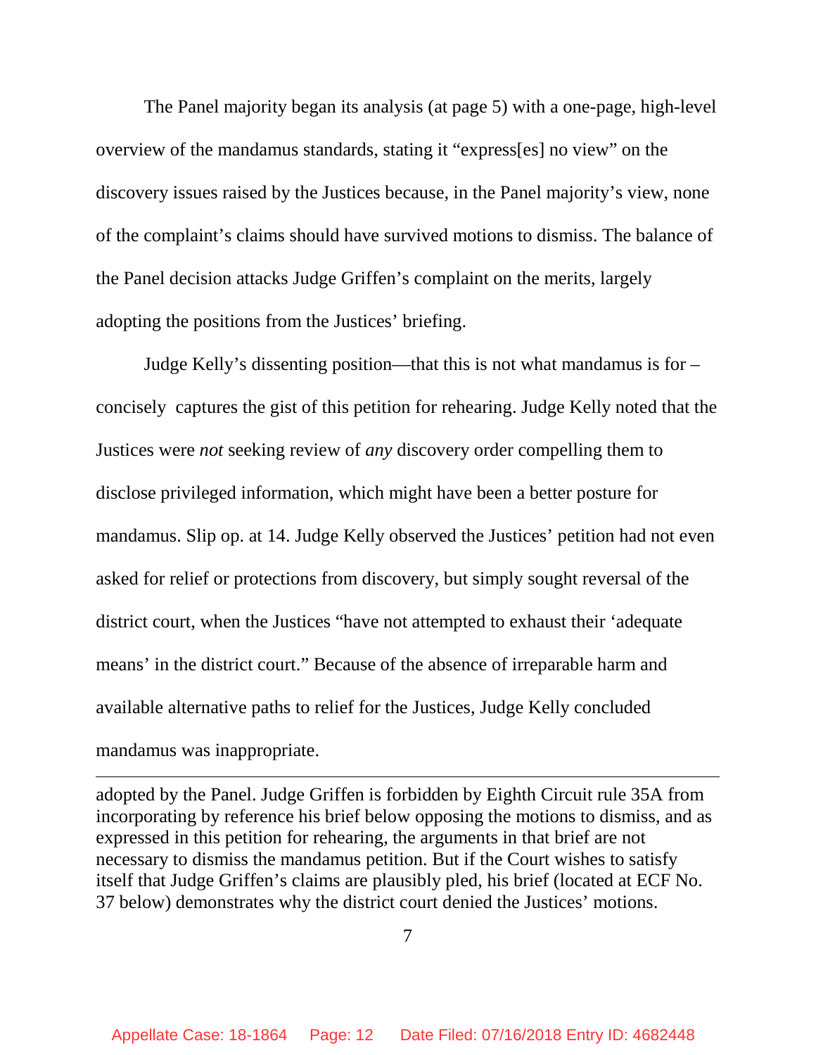The Panel majority began its analysis (at page 5) with a one-page, high-level overview of the mandamus standards, stating it "express[es] no view" on the discovery issues raised by the Justices because, in the Panel majority's view, none of the complaint's claims should have survived motions to dismiss. The balance of the Panel decision attacks Judge Griffen's complaint on the merits, largely adopting the positions from the Justices' briefing.

Judge Kelly's dissenting position—that this is not what mandamus is for – concisely captures the gist of this petition for rehearing. Judge Kelly noted that the Justices were *not* seeking review of *any* discovery order compelling them to disclose privileged information, which might have been a better posture for mandamus. Slip op. at 14. Judge Kelly observed the Justices' petition had not even asked for relief or protections from discovery, but simply sought reversal of the district court, when the Justices "have not attempted to exhaust their 'adequate means' in the district court." Because of the absence of irreparable harm and available alternative paths to relief for the Justices, Judge Kelly concluded mandamus was inappropriate.

---

adopted by the Panel. Judge Griffen is forbidden by Eighth Circuit rule 35A from incorporating by reference his brief below opposing the motions to dismiss, and as expressed in this petition for rehearing, the arguments in that brief are not necessary to dismiss the mandamus petition. But if the Court wishes to satisfy itself that Judge Griffen's claims are plausibly pled, his brief (located at ECF No. 37 below) demonstrates why the district court denied the Justices' motions.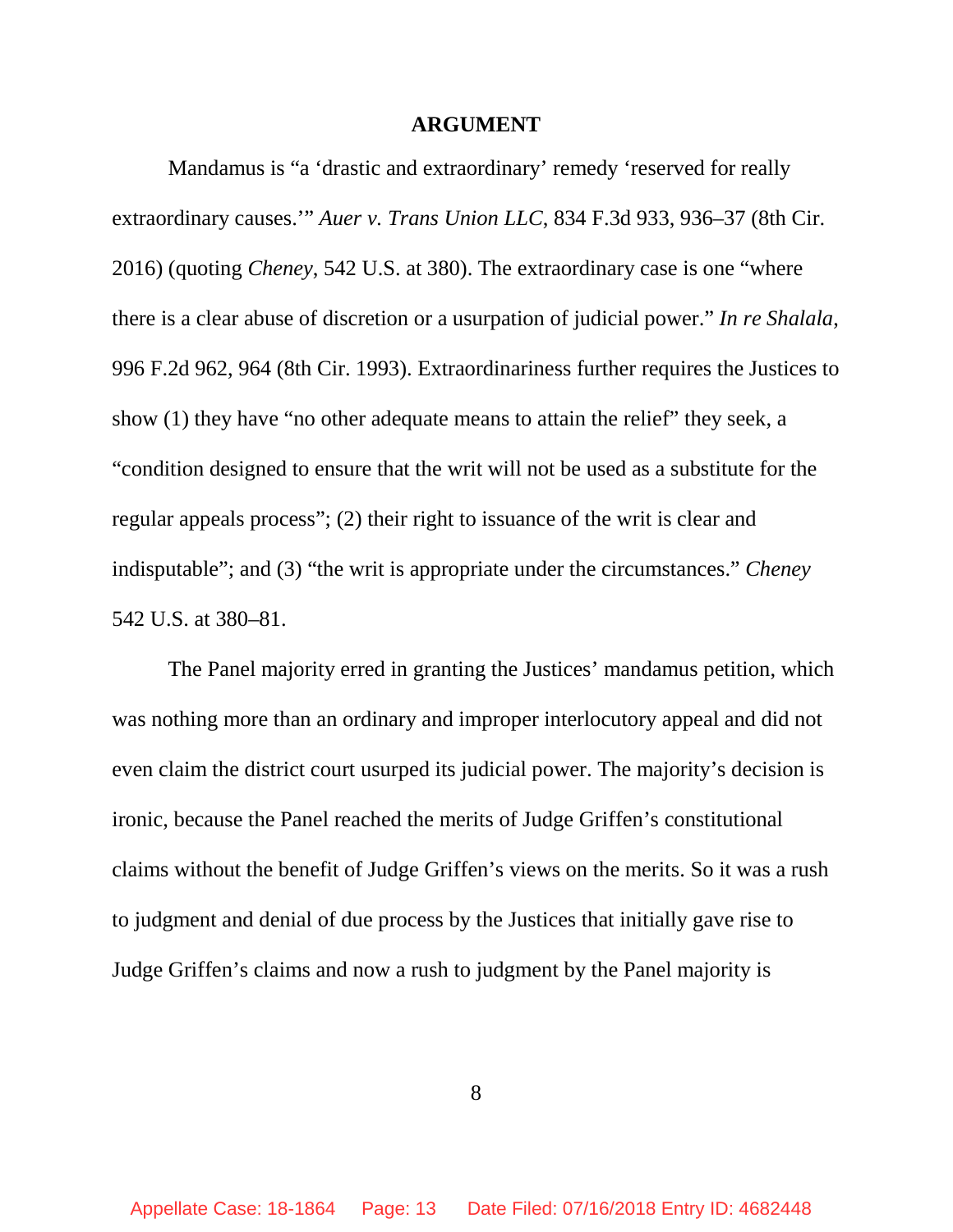# ARGUMENT

Mandamus is "a 'drastic and extraordinary' remedy 'reserved for really extraordinary causes.'" *Auer v. Trans Union LLC*, 834 F.3d 933, 936–37 (8th Cir. 2016) (quoting *Cheney*, 542 U.S. at 380). The extraordinary case is one "where there is a clear abuse of discretion or a usurpation of judicial power." *In re Shalala*, 996 F.2d 962, 964 (8th Cir. 1993). Extraordinariness further requires the Justices to show (1) they have "no other adequate means to attain the relief" they seek, a "condition designed to ensure that the writ will not be used as a substitute for the regular appeals process"; (2) their right to issuance of the writ is clear and indisputable"; and (3) "the writ is appropriate under the circumstances." *Cheney* 542 U.S. at 380–81.

The Panel majority erred in granting the Justices' mandamus petition, which was nothing more than an ordinary and improper interlocutory appeal and did not even claim the district court usurped its judicial power. The majority's decision is ironic, because the Panel reached the merits of Judge Griffen's constitutional claims without the benefit of Judge Griffen's views on the merits. So it was a rush to judgment and denial of due process by the Justices that initially gave rise to Judge Griffen's claims and now a rush to judgment by the Panel majority is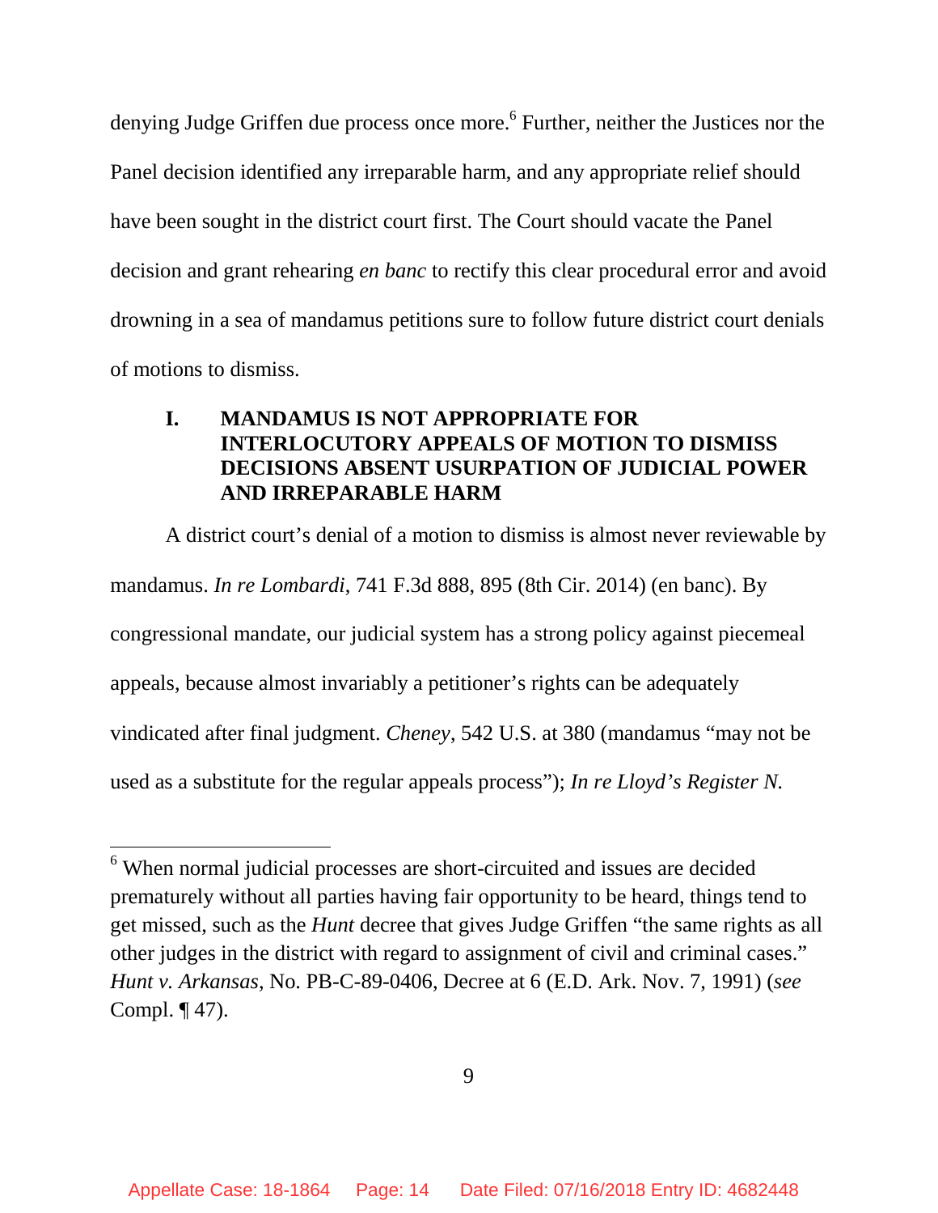denying Judge Griffen due process once more.[6] Further, neither the Justices nor the Panel decision identified any irreparable harm, and any appropriate relief should have been sought in the district court first. The Court should vacate the Panel decision and grant rehearing *en banc* to rectify this clear procedural error and avoid drowning in a sea of mandamus petitions sure to follow future district court denials of motions to dismiss.

## I. MANDAMUS IS NOT APPROPRIATE FOR INTERLOCUTORY APPEALS OF MOTION TO DISMISS DECISIONS ABSENT USURPATION OF JUDICIAL POWER AND IRREPARABLE HARM

A district court's denial of a motion to dismiss is almost never reviewable by mandamus. *In re Lombardi*, 741 F.3d 888, 895 (8th Cir. 2014) (en banc). By congressional mandate, our judicial system has a strong policy against piecemeal appeals, because almost invariably a petitioner's rights can be adequately vindicated after final judgment. *Cheney*, 542 U.S. at 380 (mandamus "may not be used as a substitute for the regular appeals process"); *In re Lloyd's Register N.*

---

[6] When normal judicial processes are short-circuited and issues are decided prematurely without all parties having fair opportunity to be heard, things tend to get missed, such as the *Hunt* decree that gives Judge Griffen "the same rights as all other judges in the district with regard to assignment of civil and criminal cases." *Hunt v. Arkansas*, No. PB-C-89-0406, Decree at 6 (E.D. Ark. Nov. 7, 1991) (*see* Compl. ¶ 47).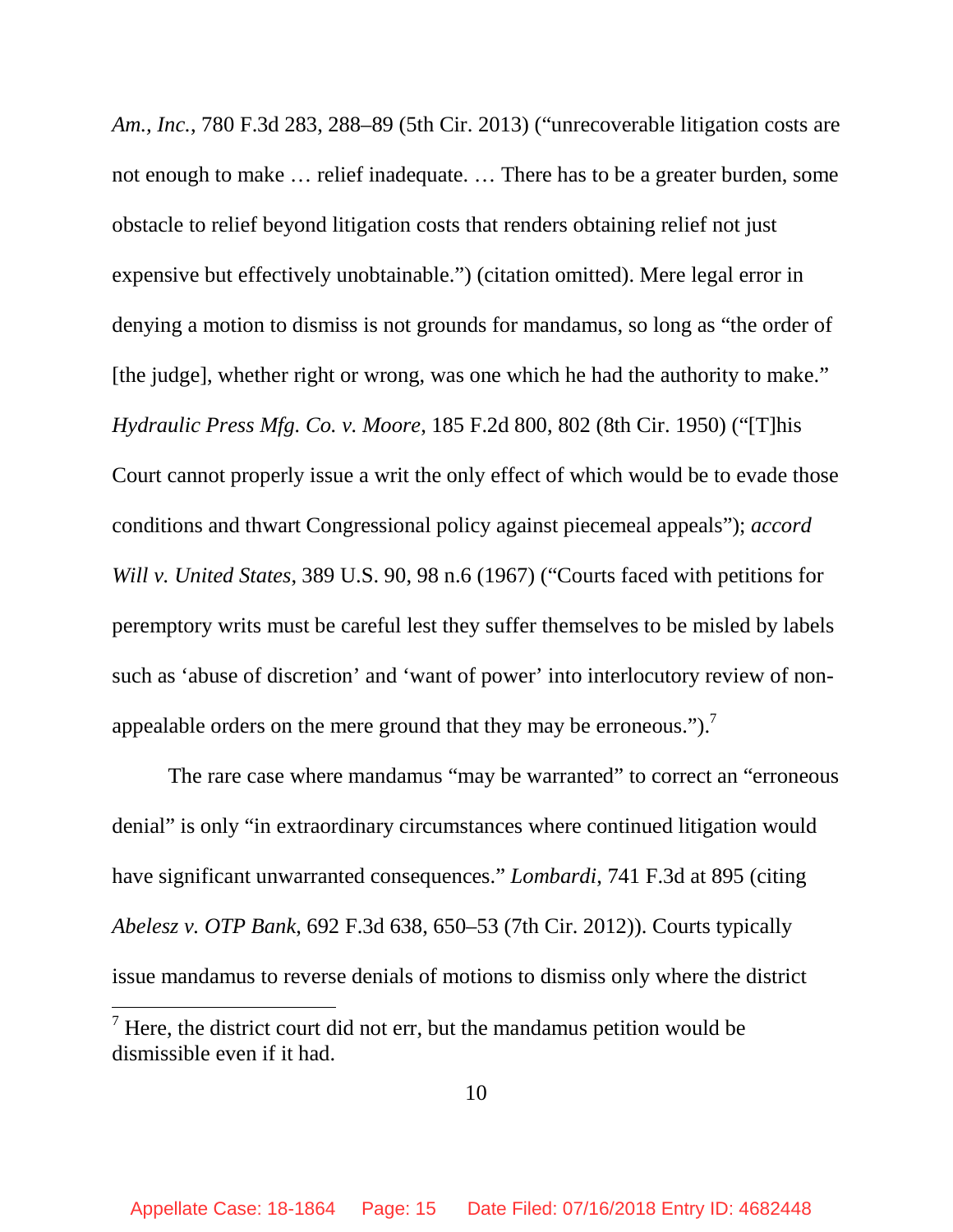*Am., Inc.*, 780 F.3d 283, 288–89 (5th Cir. 2013) ("unrecoverable litigation costs are not enough to make … relief inadequate. … There has to be a greater burden, some obstacle to relief beyond litigation costs that renders obtaining relief not just expensive but effectively unobtainable.") (citation omitted). Mere legal error in denying a motion to dismiss is not grounds for mandamus, so long as "the order of [the judge], whether right or wrong, was one which he had the authority to make." *Hydraulic Press Mfg. Co. v. Moore*, 185 F.2d 800, 802 (8th Cir. 1950) ("[T]his Court cannot properly issue a writ the only effect of which would be to evade those conditions and thwart Congressional policy against piecemeal appeals"); *accord Will v. United States*, 389 U.S. 90, 98 n.6 (1967) ("Courts faced with petitions for peremptory writs must be careful lest they suffer themselves to be misled by labels such as 'abuse of discretion' and 'want of power' into interlocutory review of non-appealable orders on the mere ground that they may be erroneous.").[7]

The rare case where mandamus "may be warranted" to correct an "erroneous denial" is only "in extraordinary circumstances where continued litigation would have significant unwarranted consequences." *Lombardi*, 741 F.3d at 895 (citing *Abelesz v. OTP Bank*, 692 F.3d 638, 650–53 (7th Cir. 2012)). Courts typically issue mandamus to reverse denials of motions to dismiss only where the district

[7] Here, the district court did not err, but the mandamus petition would be dismissible even if it had.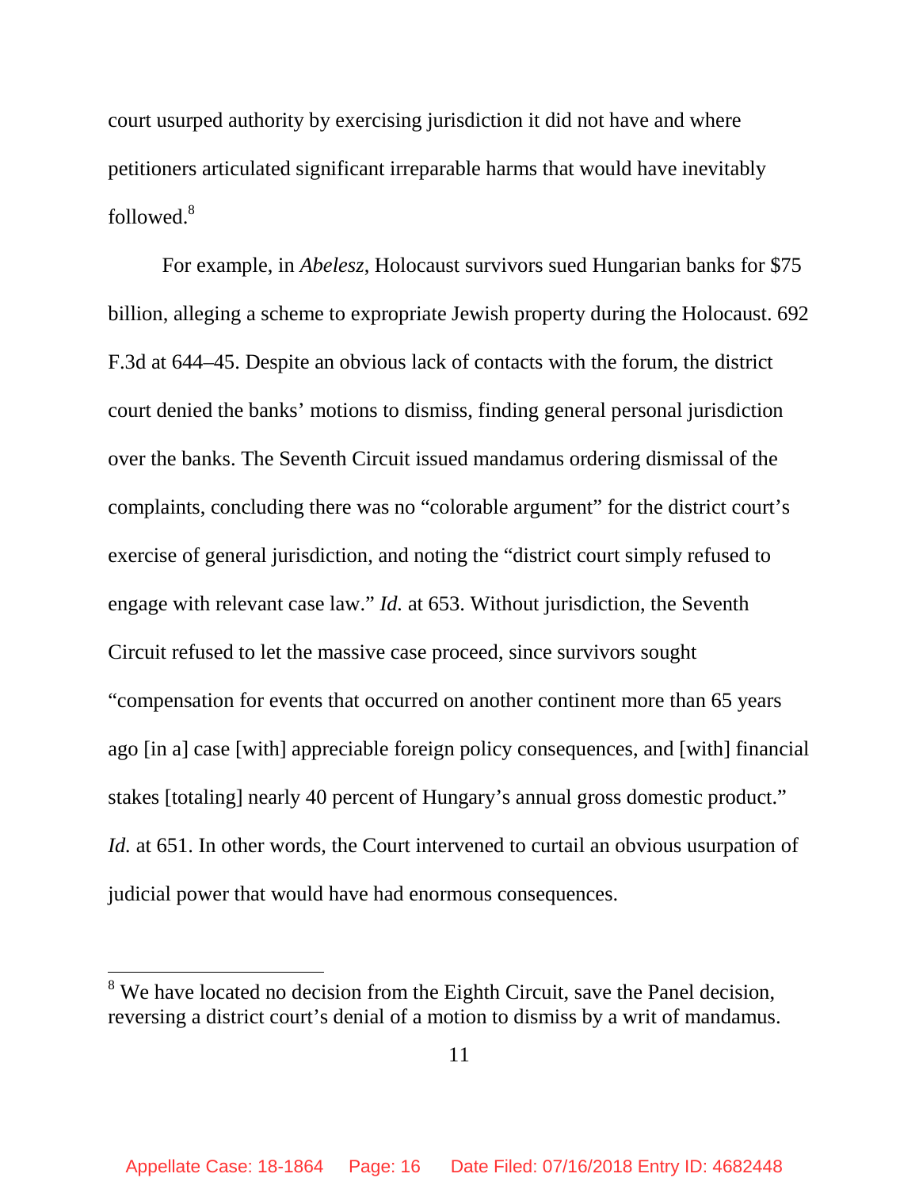court usurped authority by exercising jurisdiction it did not have and where petitioners articulated significant irreparable harms that would have inevitably followed.[8]

For example, in *Abelesz*, Holocaust survivors sued Hungarian banks for $75 billion, alleging a scheme to expropriate Jewish property during the Holocaust. 692 F.3d at 644–45. Despite an obvious lack of contacts with the forum, the district court denied the banks' motions to dismiss, finding general personal jurisdiction over the banks. The Seventh Circuit issued mandamus ordering dismissal of the complaints, concluding there was no "colorable argument" for the district court's exercise of general jurisdiction, and noting the "district court simply refused to engage with relevant case law." *Id.* at 653. Without jurisdiction, the Seventh Circuit refused to let the massive case proceed, since survivors sought "compensation for events that occurred on another continent more than 65 years ago [in a] case [with] appreciable foreign policy consequences, and [with] financial stakes [totaling] nearly 40 percent of Hungary's annual gross domestic product." *Id.* at 651. In other words, the Court intervened to curtail an obvious usurpation of judicial power that would have had enormous consequences.

---

[8] We have located no decision from the Eighth Circuit, save the Panel decision, reversing a district court's denial of a motion to dismiss by a writ of mandamus.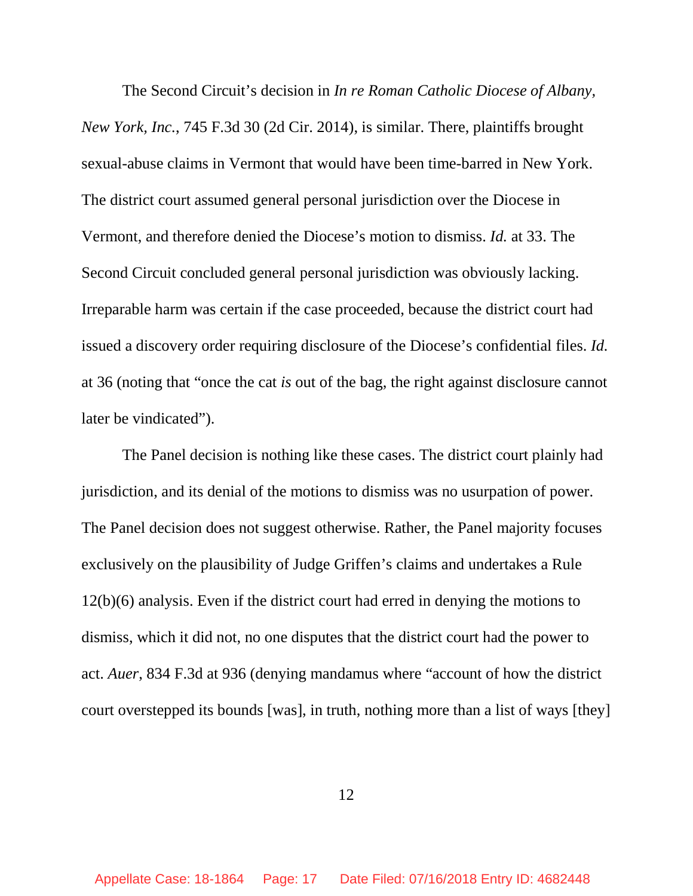The Second Circuit's decision in *In re Roman Catholic Diocese of Albany, New York, Inc.*, 745 F.3d 30 (2d Cir. 2014), is similar. There, plaintiffs brought sexual-abuse claims in Vermont that would have been time-barred in New York. The district court assumed general personal jurisdiction over the Diocese in Vermont, and therefore denied the Diocese's motion to dismiss. *Id.* at 33. The Second Circuit concluded general personal jurisdiction was obviously lacking. Irreparable harm was certain if the case proceeded, because the district court had issued a discovery order requiring disclosure of the Diocese's confidential files. *Id.* at 36 (noting that "once the cat *is* out of the bag, the right against disclosure cannot later be vindicated").

The Panel decision is nothing like these cases. The district court plainly had jurisdiction, and its denial of the motions to dismiss was no usurpation of power. The Panel decision does not suggest otherwise. Rather, the Panel majority focuses exclusively on the plausibility of Judge Griffen's claims and undertakes a Rule 12(b)(6) analysis. Even if the district court had erred in denying the motions to dismiss, which it did not, no one disputes that the district court had the power to act. *Auer*, 834 F.3d at 936 (denying mandamus where "account of how the district court overstepped its bounds [was], in truth, nothing more than a list of ways [they]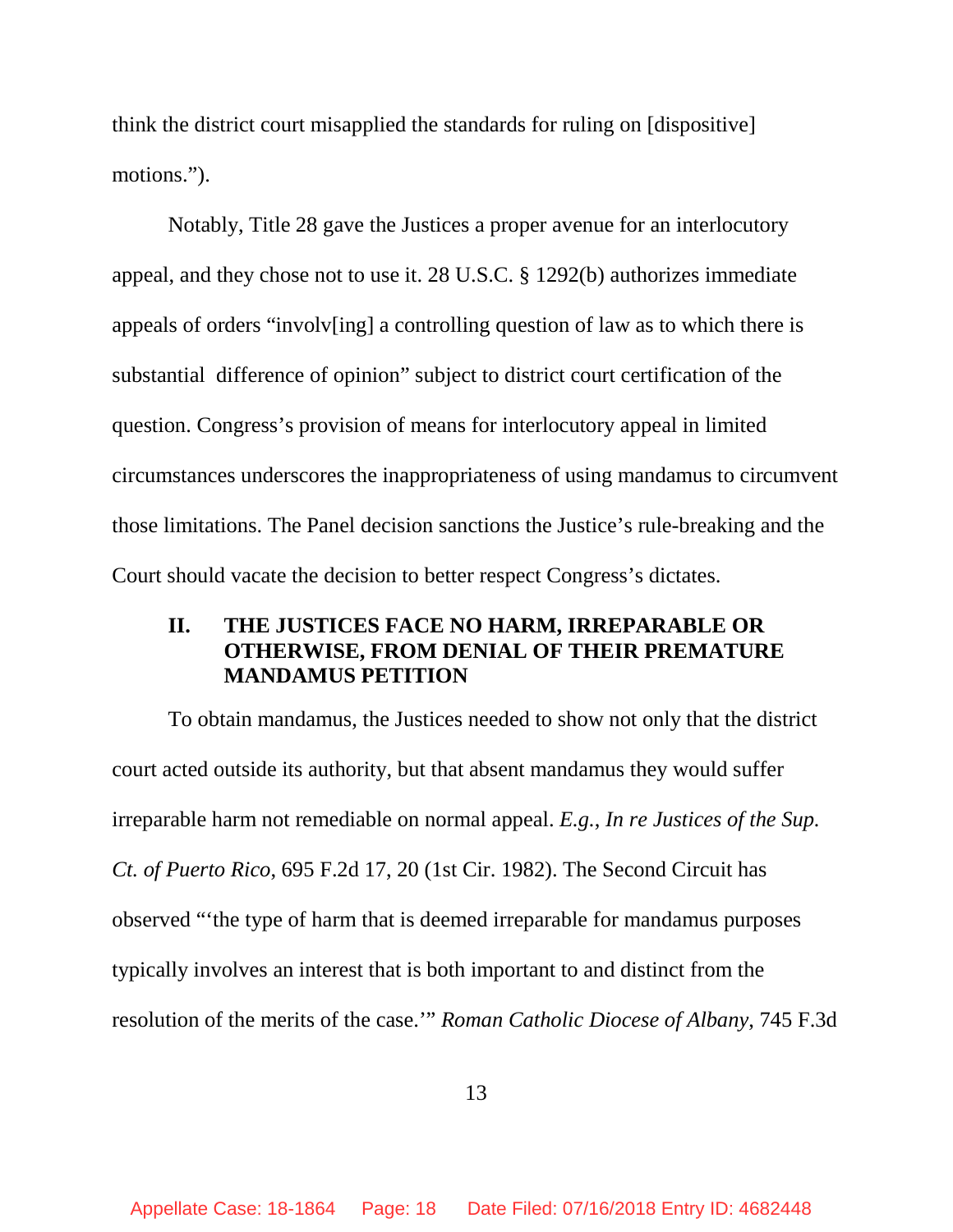think the district court misapplied the standards for ruling on [dispositive] motions.").

Notably, Title 28 gave the Justices a proper avenue for an interlocutory appeal, and they chose not to use it. 28 U.S.C. § 1292(b) authorizes immediate appeals of orders "involv[ing] a controlling question of law as to which there is substantial difference of opinion" subject to district court certification of the question. Congress's provision of means for interlocutory appeal in limited circumstances underscores the inappropriateness of using mandamus to circumvent those limitations. The Panel decision sanctions the Justice's rule-breaking and the Court should vacate the decision to better respect Congress's dictates.

## II. THE JUSTICES FACE NO HARM, IRREPARABLE OR OTHERWISE, FROM DENIAL OF THEIR PREMATURE MANDAMUS PETITION

To obtain mandamus, the Justices needed to show not only that the district court acted outside its authority, but that absent mandamus they would suffer irreparable harm not remediable on normal appeal. *E.g.*, *In re Justices of the Sup. Ct. of Puerto Rico*, 695 F.2d 17, 20 (1st Cir. 1982). The Second Circuit has observed "'the type of harm that is deemed irreparable for mandamus purposes typically involves an interest that is both important to and distinct from the resolution of the merits of the case.'" *Roman Catholic Diocese of Albany*, 745 F.3d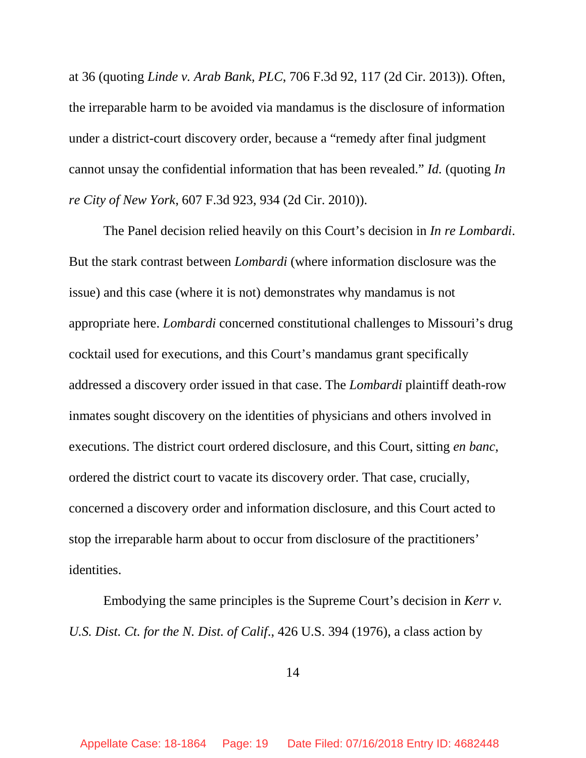at 36 (quoting *Linde v. Arab Bank, PLC*, 706 F.3d 92, 117 (2d Cir. 2013)). Often, the irreparable harm to be avoided via mandamus is the disclosure of information under a district-court discovery order, because a "remedy after final judgment cannot unsay the confidential information that has been revealed." *Id.* (quoting *In re City of New York*, 607 F.3d 923, 934 (2d Cir. 2010)).

The Panel decision relied heavily on this Court's decision in *In re Lombardi*. But the stark contrast between *Lombardi* (where information disclosure was the issue) and this case (where it is not) demonstrates why mandamus is not appropriate here. *Lombardi* concerned constitutional challenges to Missouri's drug cocktail used for executions, and this Court's mandamus grant specifically addressed a discovery order issued in that case. The *Lombardi* plaintiff death-row inmates sought discovery on the identities of physicians and others involved in executions. The district court ordered disclosure, and this Court, sitting *en banc*, ordered the district court to vacate its discovery order. That case, crucially, concerned a discovery order and information disclosure, and this Court acted to stop the irreparable harm about to occur from disclosure of the practitioners' identities.

Embodying the same principles is the Supreme Court's decision in *Kerr v. U.S. Dist. Ct. for the N. Dist. of Calif.*, 426 U.S. 394 (1976), a class action by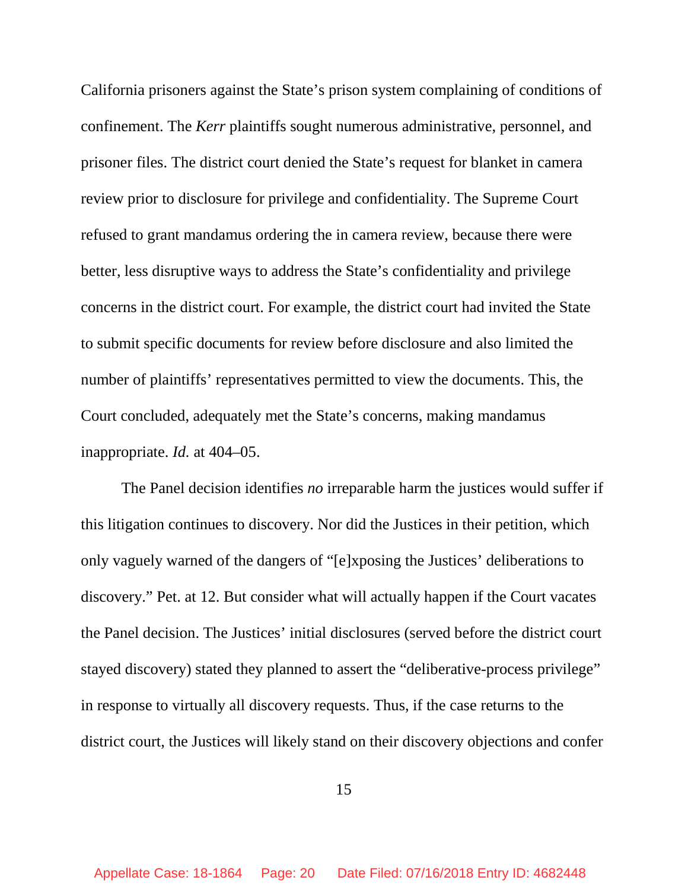California prisoners against the State's prison system complaining of conditions of confinement. The *Kerr* plaintiffs sought numerous administrative, personnel, and prisoner files. The district court denied the State's request for blanket in camera review prior to disclosure for privilege and confidentiality. The Supreme Court refused to grant mandamus ordering the in camera review, because there were better, less disruptive ways to address the State's confidentiality and privilege concerns in the district court. For example, the district court had invited the State to submit specific documents for review before disclosure and also limited the number of plaintiffs' representatives permitted to view the documents. This, the Court concluded, adequately met the State's concerns, making mandamus inappropriate. *Id.* at 404–05.

The Panel decision identifies *no* irreparable harm the justices would suffer if this litigation continues to discovery. Nor did the Justices in their petition, which only vaguely warned of the dangers of "[e]xposing the Justices' deliberations to discovery." Pet. at 12. But consider what will actually happen if the Court vacates the Panel decision. The Justices' initial disclosures (served before the district court stayed discovery) stated they planned to assert the "deliberative-process privilege" in response to virtually all discovery requests. Thus, if the case returns to the district court, the Justices will likely stand on their discovery objections and confer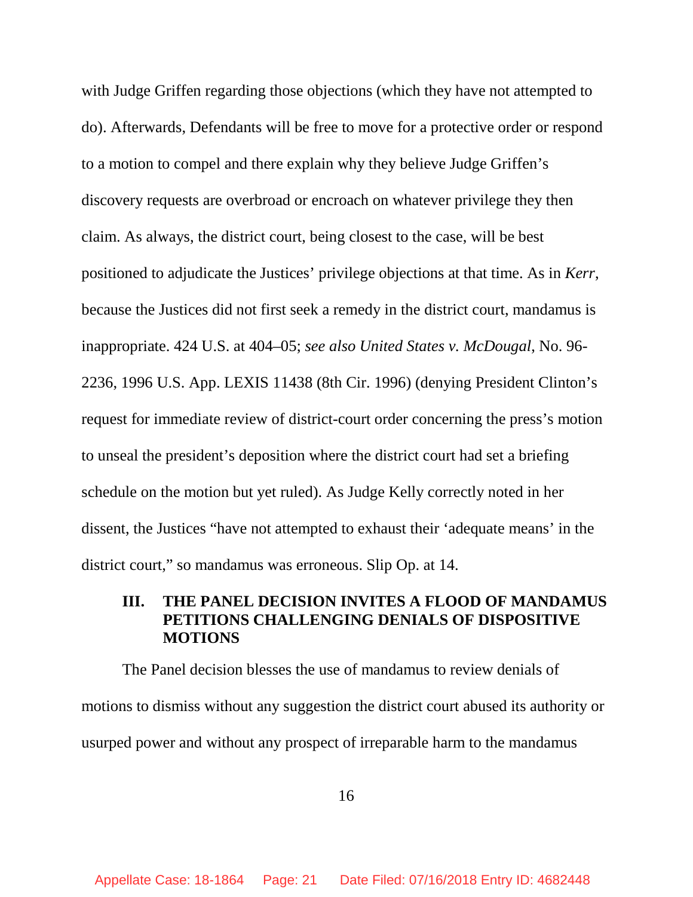with Judge Griffen regarding those objections (which they have not attempted to do). Afterwards, Defendants will be free to move for a protective order or respond to a motion to compel and there explain why they believe Judge Griffen's discovery requests are overbroad or encroach on whatever privilege they then claim. As always, the district court, being closest to the case, will be best positioned to adjudicate the Justices' privilege objections at that time. As in *Kerr*, because the Justices did not first seek a remedy in the district court, mandamus is inappropriate. 424 U.S. at 404–05; *see also United States v. McDougal*, No. 96-2236, 1996 U.S. App. LEXIS 11438 (8th Cir. 1996) (denying President Clinton's request for immediate review of district-court order concerning the press's motion to unseal the president's deposition where the district court had set a briefing schedule on the motion but yet ruled). As Judge Kelly correctly noted in her dissent, the Justices "have not attempted to exhaust their 'adequate means' in the district court," so mandamus was erroneous. Slip Op. at 14.

## III. THE PANEL DECISION INVITES A FLOOD OF MANDAMUS PETITIONS CHALLENGING DENIALS OF DISPOSITIVE MOTIONS

The Panel decision blesses the use of mandamus to review denials of motions to dismiss without any suggestion the district court abused its authority or usurped power and without any prospect of irreparable harm to the mandamus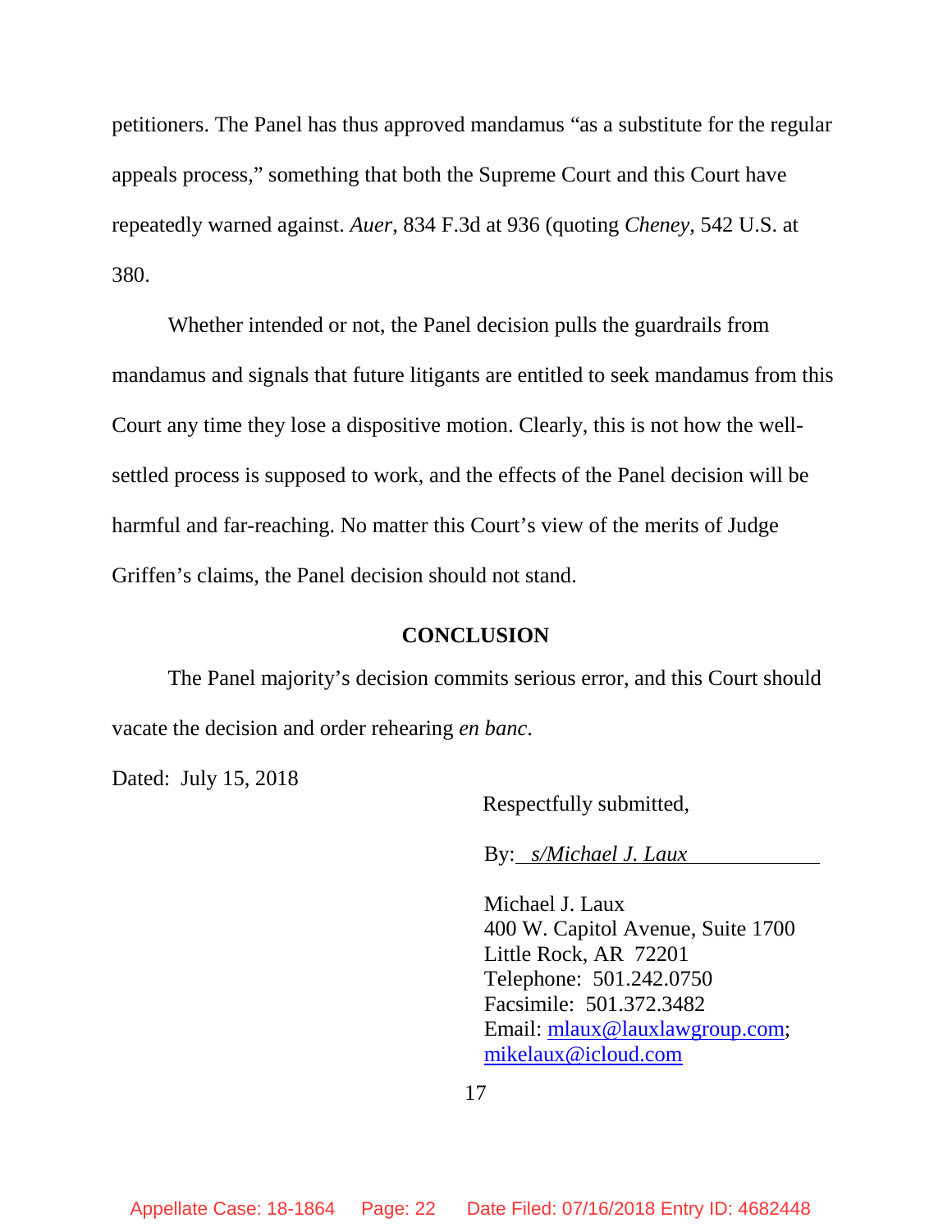petitioners. The Panel has thus approved mandamus "as a substitute for the regular appeals process," something that both the Supreme Court and this Court have repeatedly warned against. *Auer*, 834 F.3d at 936 (quoting *Cheney*, 542 U.S. at 380.

Whether intended or not, the Panel decision pulls the guardrails from mandamus and signals that future litigants are entitled to seek mandamus from this Court any time they lose a dispositive motion. Clearly, this is not how the well-settled process is supposed to work, and the effects of the Panel decision will be harmful and far-reaching. No matter this Court's view of the merits of Judge Griffen's claims, the Panel decision should not stand.

## CONCLUSION

The Panel majority's decision commits serious error, and this Court should vacate the decision and order rehearing *en banc*.

Dated: July 15, 2018

Respectfully submitted,

By: *s/Michael J. Laux*

Michael J. Laux
400 W. Capitol Avenue, Suite 1700
Little Rock, AR 72201
Telephone: 501.242.0750
Facsimile: 501.372.3482
Email: mlaux@lauxlawgroup.com;
mikelaux@icloud.com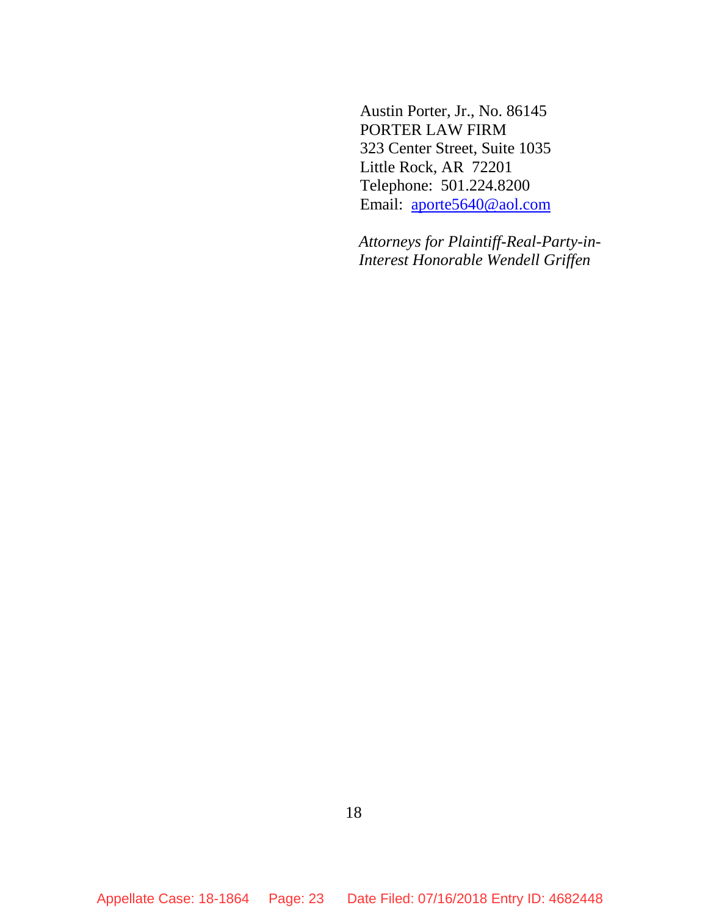Austin Porter, Jr., No. 86145
PORTER LAW FIRM
323 Center Street, Suite 1035
Little Rock, AR 72201
Telephone: 501.224.8200
Email: aporte5640@aol.com

*Attorneys for Plaintiff-Real-Party-in-Interest Honorable Wendell Griffen*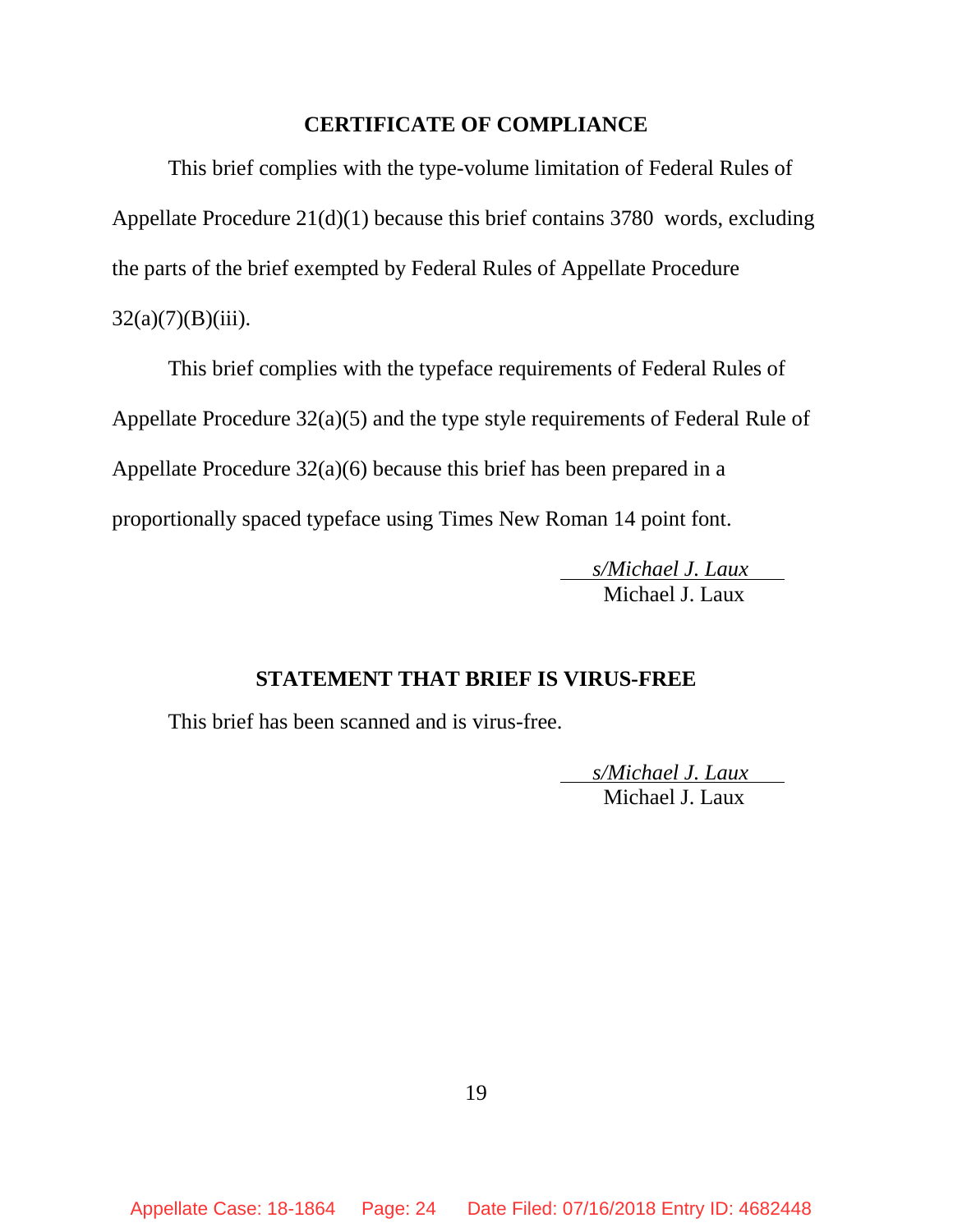## CERTIFICATE OF COMPLIANCE

This brief complies with the type-volume limitation of Federal Rules of Appellate Procedure 21(d)(1) because this brief contains 3780 words, excluding the parts of the brief exempted by Federal Rules of Appellate Procedure 32(a)(7)(B)(iii).

This brief complies with the typeface requirements of Federal Rules of Appellate Procedure 32(a)(5) and the type style requirements of Federal Rule of Appellate Procedure 32(a)(6) because this brief has been prepared in a proportionally spaced typeface using Times New Roman 14 point font.

*s/Michael J. Laux*
Michael J. Laux

## STATEMENT THAT BRIEF IS VIRUS-FREE

This brief has been scanned and is virus-free.

*s/Michael J. Laux*
Michael J. Laux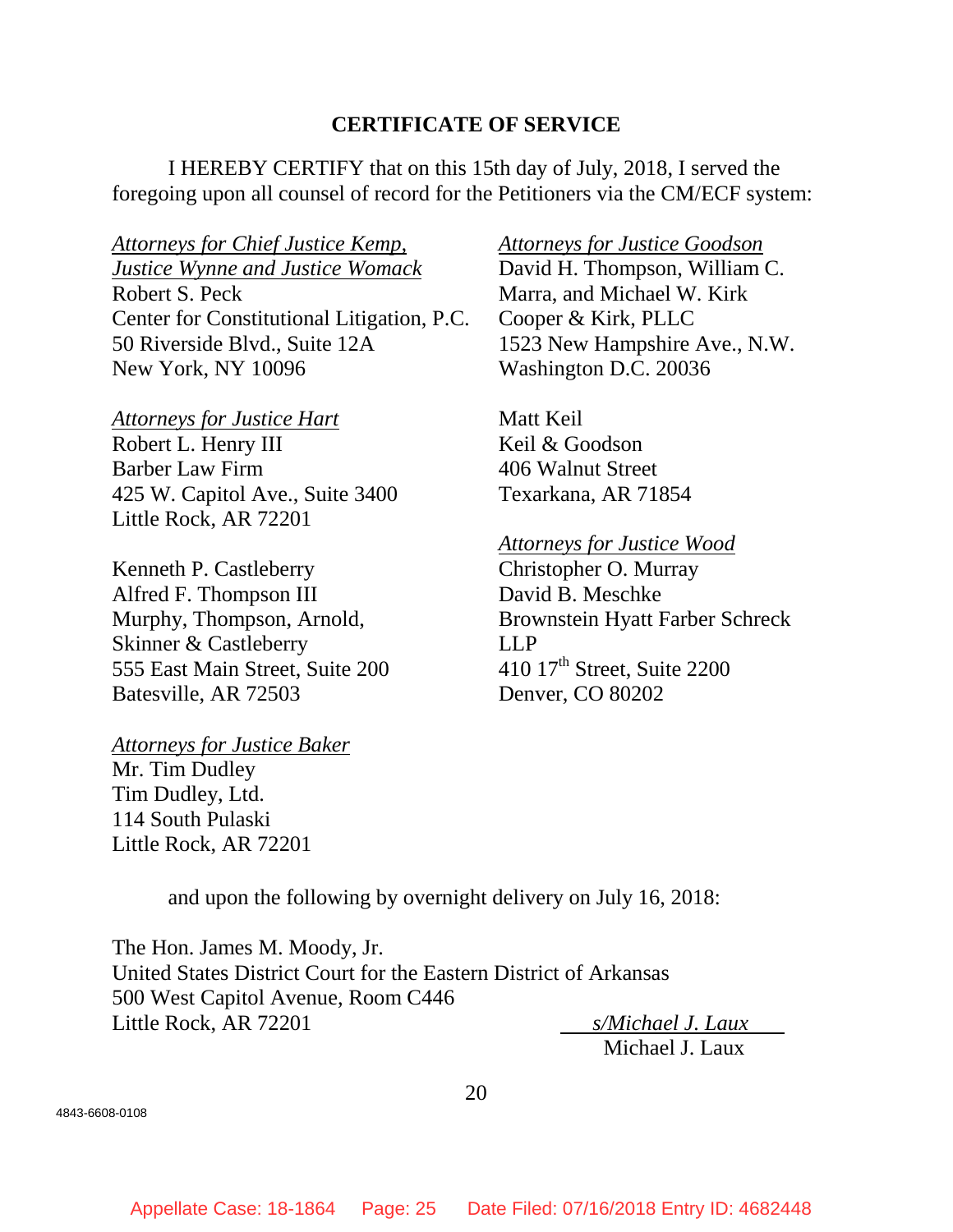## CERTIFICATE OF SERVICE

I HEREBY CERTIFY that on this 15th day of July, 2018, I served the foregoing upon all counsel of record for the Petitioners via the CM/ECF system:

*Attorneys for Chief Justice Kemp, Justice Wynne and Justice Womack*
Robert S. Peck
Center for Constitutional Litigation, P.C.
50 Riverside Blvd., Suite 12A
New York, NY 10096

*Attorneys for Justice Hart*
Robert L. Henry III
Barber Law Firm
425 W. Capitol Ave., Suite 3400
Little Rock, AR 72201

Kenneth P. Castleberry
Alfred F. Thompson III
Murphy, Thompson, Arnold, Skinner & Castleberry
555 East Main Street, Suite 200
Batesville, AR 72503

*Attorneys for Justice Baker*
Mr. Tim Dudley
Tim Dudley, Ltd.
114 South Pulaski
Little Rock, AR 72201

*Attorneys for Justice Goodson*
David H. Thompson, William C. Marra, and Michael W. Kirk
Cooper & Kirk, PLLC
1523 New Hampshire Ave., N.W.
Washington D.C. 20036

Matt Keil
Keil & Goodson
406 Walnut Street
Texarkana, AR 71854

*Attorneys for Justice Wood*
Christopher O. Murray
David B. Meschke
Brownstein Hyatt Farber Schreck LLP
410 17th Street, Suite 2200
Denver, CO 80202

and upon the following by overnight delivery on July 16, 2018:

The Hon. James M. Moody, Jr.
United States District Court for the Eastern District of Arkansas
500 West Capitol Avenue, Room C446
Little Rock, AR 72201

*s/Michael J. Laux*
Michael J. Laux

4843-6608-0108